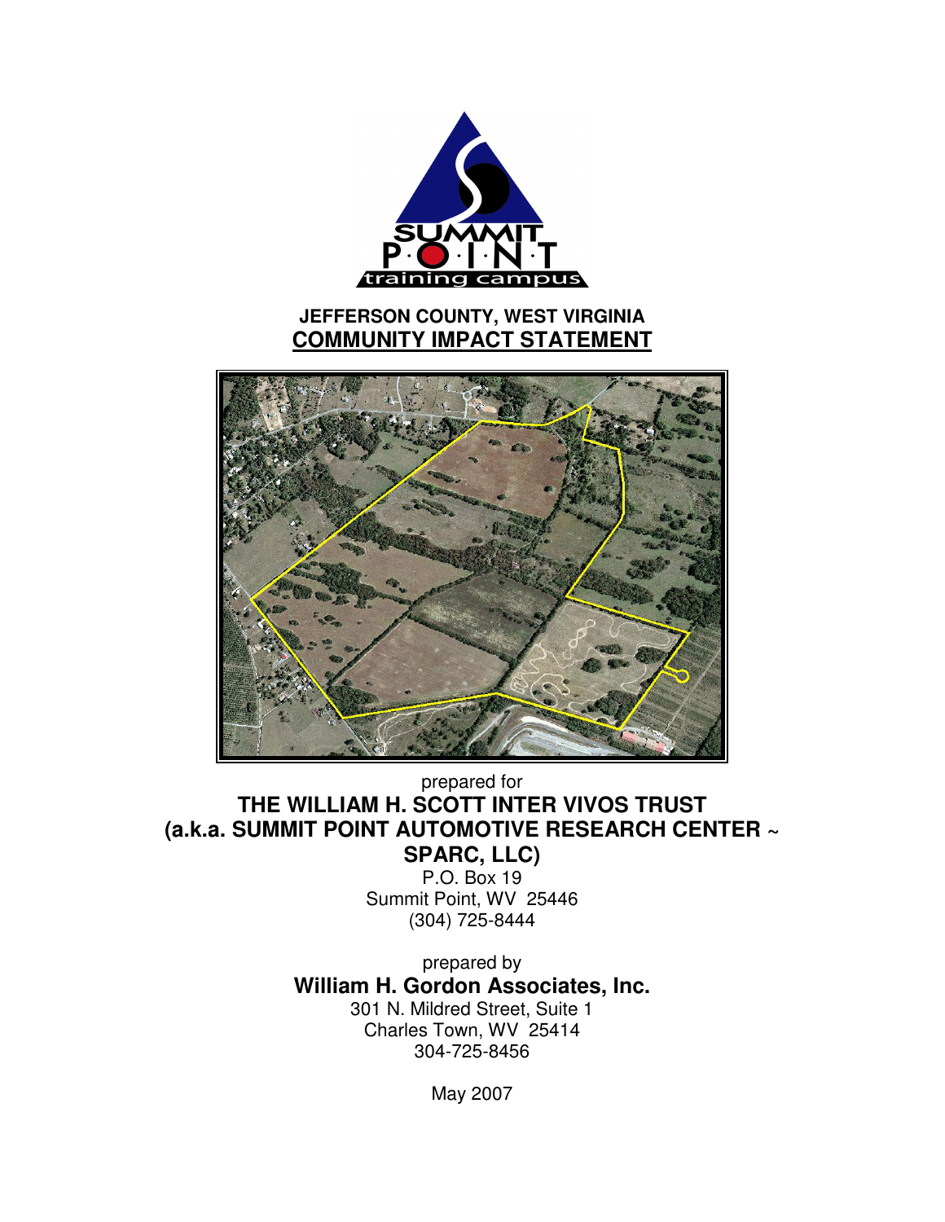# JEFFERSON COUNTY, WEST VIRGINIA

## COMMUNITY IMPACT STATEMENT

prepared for

**THE WILLIAM H. SCOTT INTER VIVOS TRUST**
**(a.k.a. SUMMIT POINT AUTOMOTIVE RESEARCH CENTER ~ SPARC, LLC)**

P.O. Box 19
Summit Point, WV 25446
(304) 725-8444

prepared by

**William H. Gordon Associates, Inc.**

301 N. Mildred Street, Suite 1
Charles Town, WV 25414
304-725-8456

May 2007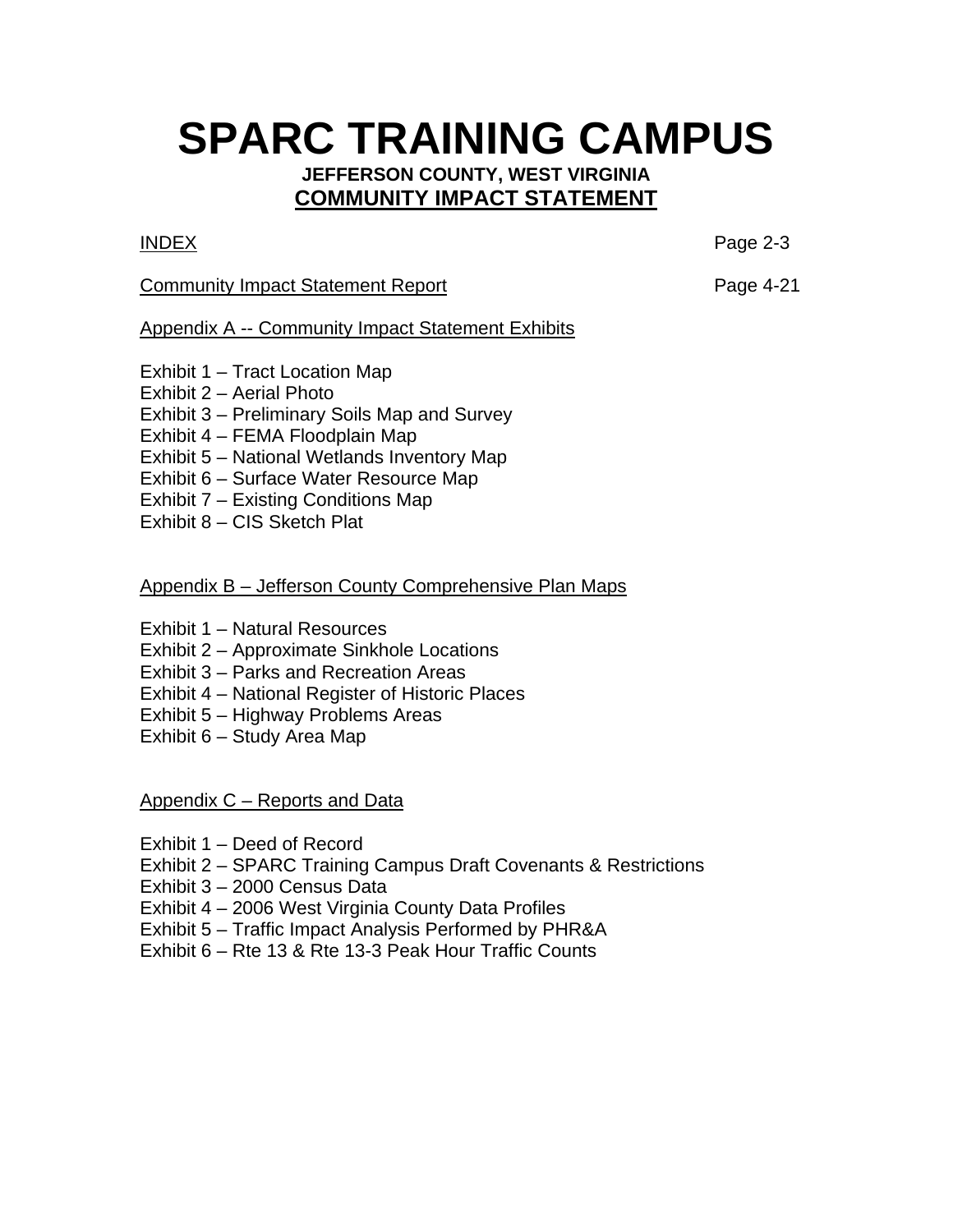# SPARC TRAINING CAMPUS

**JEFFERSON COUNTY, WEST VIRGINIA**

## COMMUNITY IMPACT STATEMENT

INDEX Page 2-3

Community Impact Statement Report Page 4-21

Appendix A -- Community Impact Statement Exhibits

Exhibit 1 – Tract Location Map
Exhibit 2 – Aerial Photo
Exhibit 3 – Preliminary Soils Map and Survey
Exhibit 4 – FEMA Floodplain Map
Exhibit 5 – National Wetlands Inventory Map
Exhibit 6 – Surface Water Resource Map
Exhibit 7 – Existing Conditions Map
Exhibit 8 – CIS Sketch Plat

Appendix B – Jefferson County Comprehensive Plan Maps

Exhibit 1 – Natural Resources
Exhibit 2 – Approximate Sinkhole Locations
Exhibit 3 – Parks and Recreation Areas
Exhibit 4 – National Register of Historic Places
Exhibit 5 – Highway Problems Areas
Exhibit 6 – Study Area Map

Appendix C – Reports and Data

Exhibit 1 – Deed of Record
Exhibit 2 – SPARC Training Campus Draft Covenants & Restrictions
Exhibit 3 – 2000 Census Data
Exhibit 4 – 2006 West Virginia County Data Profiles
Exhibit 5 – Traffic Impact Analysis Performed by PHR&A
Exhibit 6 – Rte 13 & Rte 13-3 Peak Hour Traffic Counts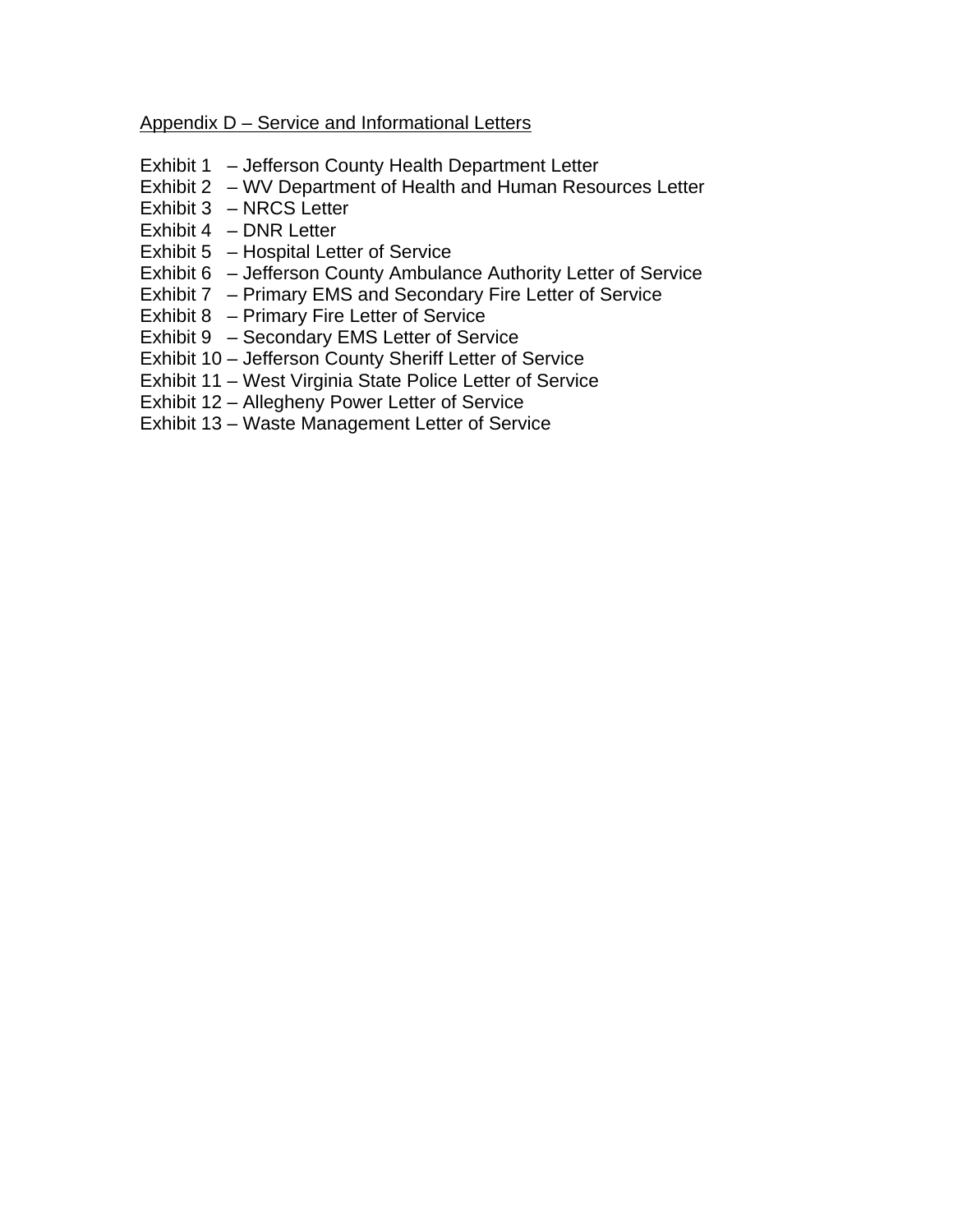<u>Appendix D – Service and Informational Letters</u>

Exhibit 1 – Jefferson County Health Department Letter
Exhibit 2 – WV Department of Health and Human Resources Letter
Exhibit 3 – NRCS Letter
Exhibit 4 – DNR Letter
Exhibit 5 – Hospital Letter of Service
Exhibit 6 – Jefferson County Ambulance Authority Letter of Service
Exhibit 7 – Primary EMS and Secondary Fire Letter of Service
Exhibit 8 – Primary Fire Letter of Service
Exhibit 9 – Secondary EMS Letter of Service
Exhibit 10 – Jefferson County Sheriff Letter of Service
Exhibit 11 – West Virginia State Police Letter of Service
Exhibit 12 – Allegheny Power Letter of Service
Exhibit 13 – Waste Management Letter of Service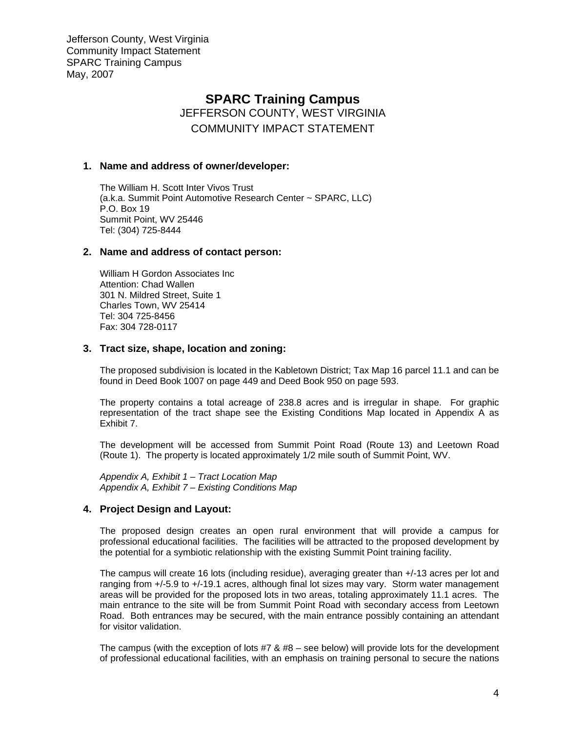# SPARC Training Campus

JEFFERSON COUNTY, WEST VIRGINIA

COMMUNITY IMPACT STATEMENT

## 1. Name and address of owner/developer:

The William H. Scott Inter Vivos Trust
(a.k.a. Summit Point Automotive Research Center ~ SPARC, LLC)
P.O. Box 19
Summit Point, WV 25446
Tel: (304) 725-8444

## 2. Name and address of contact person:

William H Gordon Associates Inc
Attention: Chad Wallen
301 N. Mildred Street, Suite 1
Charles Town, WV 25414
Tel: 304 725-8456
Fax: 304 728-0117

## 3. Tract size, shape, location and zoning:

The proposed subdivision is located in the Kabletown District; Tax Map 16 parcel 11.1 and can be found in Deed Book 1007 on page 449 and Deed Book 950 on page 593.

The property contains a total acreage of 238.8 acres and is irregular in shape. For graphic representation of the tract shape see the Existing Conditions Map located in Appendix A as Exhibit 7.

The development will be accessed from Summit Point Road (Route 13) and Leetown Road (Route 1). The property is located approximately 1/2 mile south of Summit Point, WV.

*Appendix A, Exhibit 1 – Tract Location Map*
*Appendix A, Exhibit 7 – Existing Conditions Map*

## 4. Project Design and Layout:

The proposed design creates an open rural environment that will provide a campus for professional educational facilities. The facilities will be attracted to the proposed development by the potential for a symbiotic relationship with the existing Summit Point training facility.

The campus will create 16 lots (including residue), averaging greater than +/-13 acres per lot and ranging from +/-5.9 to +/-19.1 acres, although final lot sizes may vary. Storm water management areas will be provided for the proposed lots in two areas, totaling approximately 11.1 acres. The main entrance to the site will be from Summit Point Road with secondary access from Leetown Road. Both entrances may be secured, with the main entrance possibly containing an attendant for visitor validation.

The campus (with the exception of lots #7 & #8 – see below) will provide lots for the development of professional educational facilities, with an emphasis on training personal to secure the nations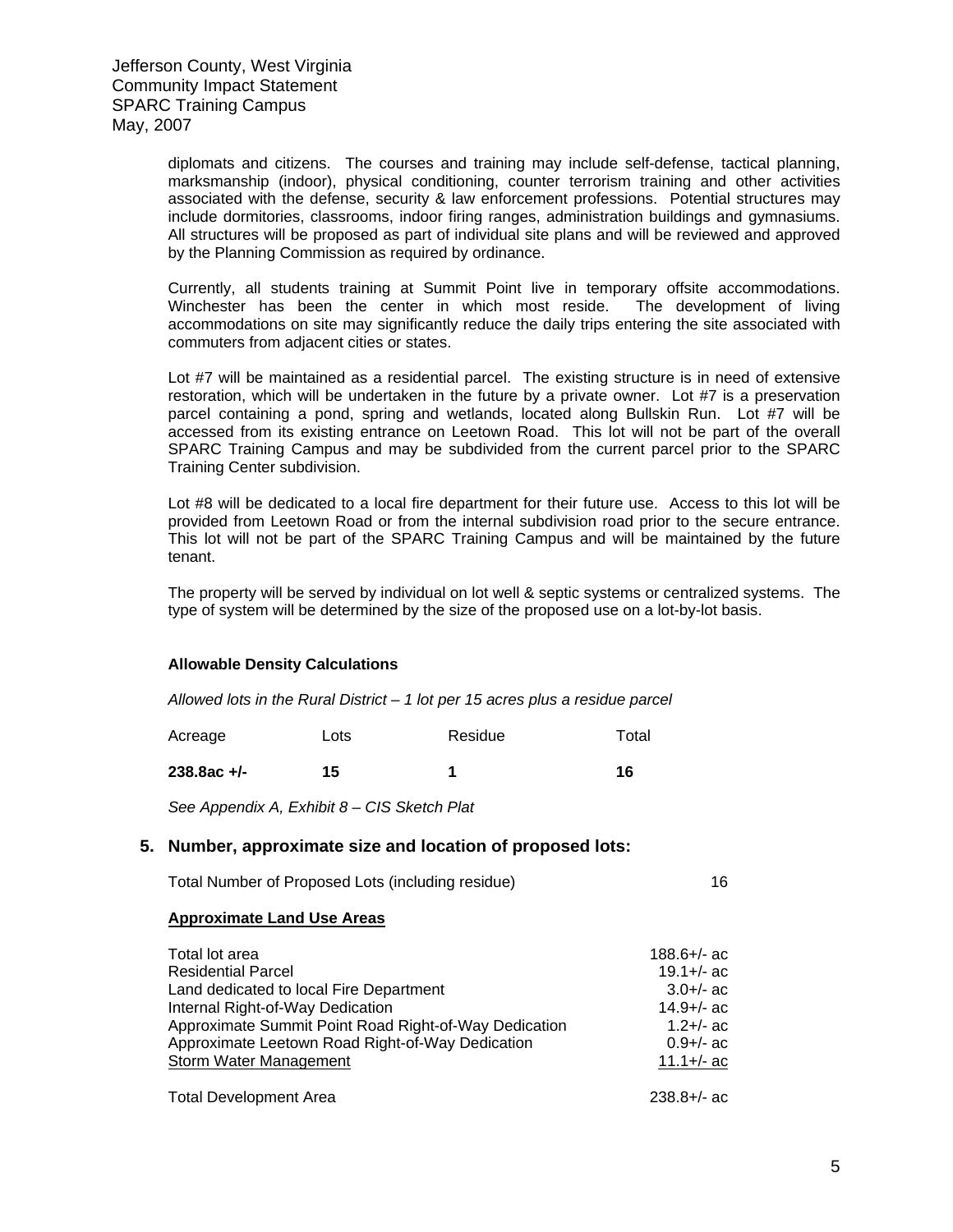diplomats and citizens. The courses and training may include self-defense, tactical planning, marksmanship (indoor), physical conditioning, counter terrorism training and other activities associated with the defense, security & law enforcement professions. Potential structures may include dormitories, classrooms, indoor firing ranges, administration buildings and gymnasiums. All structures will be proposed as part of individual site plans and will be reviewed and approved by the Planning Commission as required by ordinance.

Currently, all students training at Summit Point live in temporary offsite accommodations. Winchester has been the center in which most reside. The development of living accommodations on site may significantly reduce the daily trips entering the site associated with commuters from adjacent cities or states.

Lot #7 will be maintained as a residential parcel. The existing structure is in need of extensive restoration, which will be undertaken in the future by a private owner. Lot #7 is a preservation parcel containing a pond, spring and wetlands, located along Bullskin Run. Lot #7 will be accessed from its existing entrance on Leetown Road. This lot will not be part of the overall SPARC Training Campus and may be subdivided from the current parcel prior to the SPARC Training Center subdivision.

Lot #8 will be dedicated to a local fire department for their future use. Access to this lot will be provided from Leetown Road or from the internal subdivision road prior to the secure entrance. This lot will not be part of the SPARC Training Campus and will be maintained by the future tenant.

The property will be served by individual on lot well & septic systems or centralized systems. The type of system will be determined by the size of the proposed use on a lot-by-lot basis.

**Allowable Density Calculations**

*Allowed lots in the Rural District – 1 lot per 15 acres plus a residue parcel*

| Acreage | Lots | Residue | Total |
|---|---|---|---|
| **238.8ac +/-** | **15** | **1** | **16** |

*See Appendix A, Exhibit 8 – CIS Sketch Plat*

## 5. Number, approximate size and location of proposed lots:

| | |
|---|---|
| Total Number of Proposed Lots (including residue) | 16 |

**Approximate Land Use Areas**

| | |
|---|---|
| Total lot area | 188.6+/- ac |
| Residential Parcel | 19.1+/- ac |
| Land dedicated to local Fire Department | 3.0+/- ac |
| Internal Right-of-Way Dedication | 14.9+/- ac |
| Approximate Summit Point Road Right-of-Way Dedication | 1.2+/- ac |
| Approximate Leetown Road Right-of-Way Dedication | 0.9+/- ac |
| Storm Water Management | 11.1+/- ac |
| Total Development Area | 238.8+/- ac |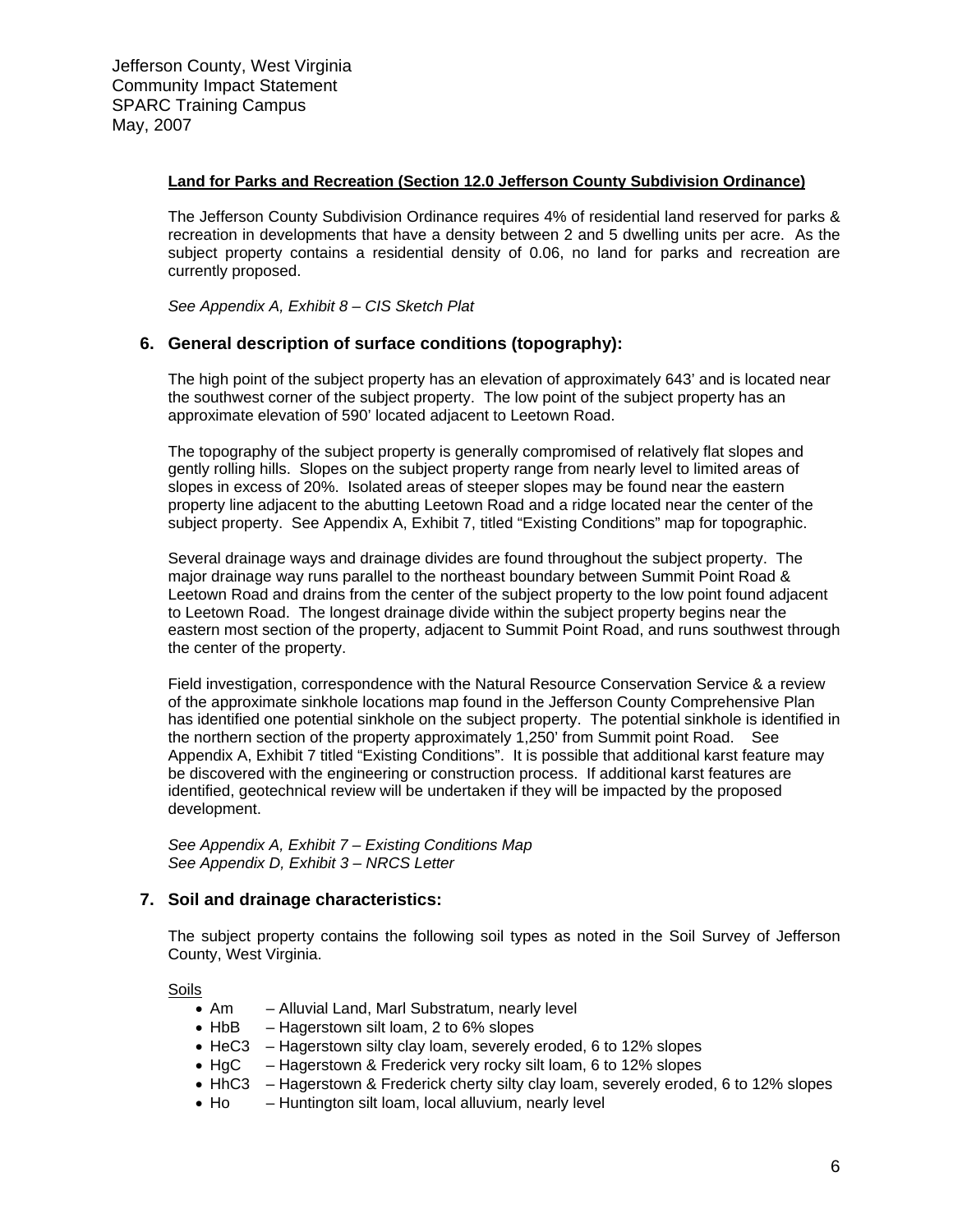**Land for Parks and Recreation (Section 12.0 Jefferson County Subdivision Ordinance)**

The Jefferson County Subdivision Ordinance requires 4% of residential land reserved for parks & recreation in developments that have a density between 2 and 5 dwelling units per acre. As the subject property contains a residential density of 0.06, no land for parks and recreation are currently proposed.

*See Appendix A, Exhibit 8 – CIS Sketch Plat*

## 6. General description of surface conditions (topography):

The high point of the subject property has an elevation of approximately 643' and is located near the southwest corner of the subject property. The low point of the subject property has an approximate elevation of 590' located adjacent to Leetown Road.

The topography of the subject property is generally compromised of relatively flat slopes and gently rolling hills. Slopes on the subject property range from nearly level to limited areas of slopes in excess of 20%. Isolated areas of steeper slopes may be found near the eastern property line adjacent to the abutting Leetown Road and a ridge located near the center of the subject property. See Appendix A, Exhibit 7, titled "Existing Conditions" map for topographic.

Several drainage ways and drainage divides are found throughout the subject property. The major drainage way runs parallel to the northeast boundary between Summit Point Road & Leetown Road and drains from the center of the subject property to the low point found adjacent to Leetown Road. The longest drainage divide within the subject property begins near the eastern most section of the property, adjacent to Summit Point Road, and runs southwest through the center of the property.

Field investigation, correspondence with the Natural Resource Conservation Service & a review of the approximate sinkhole locations map found in the Jefferson County Comprehensive Plan has identified one potential sinkhole on the subject property. The potential sinkhole is identified in the northern section of the property approximately 1,250' from Summit point Road. See Appendix A, Exhibit 7 titled "Existing Conditions". It is possible that additional karst feature may be discovered with the engineering or construction process. If additional karst features are identified, geotechnical review will be undertaken if they will be impacted by the proposed development.

*See Appendix A, Exhibit 7 – Existing Conditions Map*
*See Appendix D, Exhibit 3 – NRCS Letter*

## 7. Soil and drainage characteristics:

The subject property contains the following soil types as noted in the Soil Survey of Jefferson County, West Virginia.

Soils

- Am – Alluvial Land, Marl Substratum, nearly level
- HbB – Hagerstown silt loam, 2 to 6% slopes
- HeC3 – Hagerstown silty clay loam, severely eroded, 6 to 12% slopes
- HgC – Hagerstown & Frederick very rocky silt loam, 6 to 12% slopes
- HhC3 – Hagerstown & Frederick cherty silty clay loam, severely eroded, 6 to 12% slopes
- Ho – Huntington silt loam, local alluvium, nearly level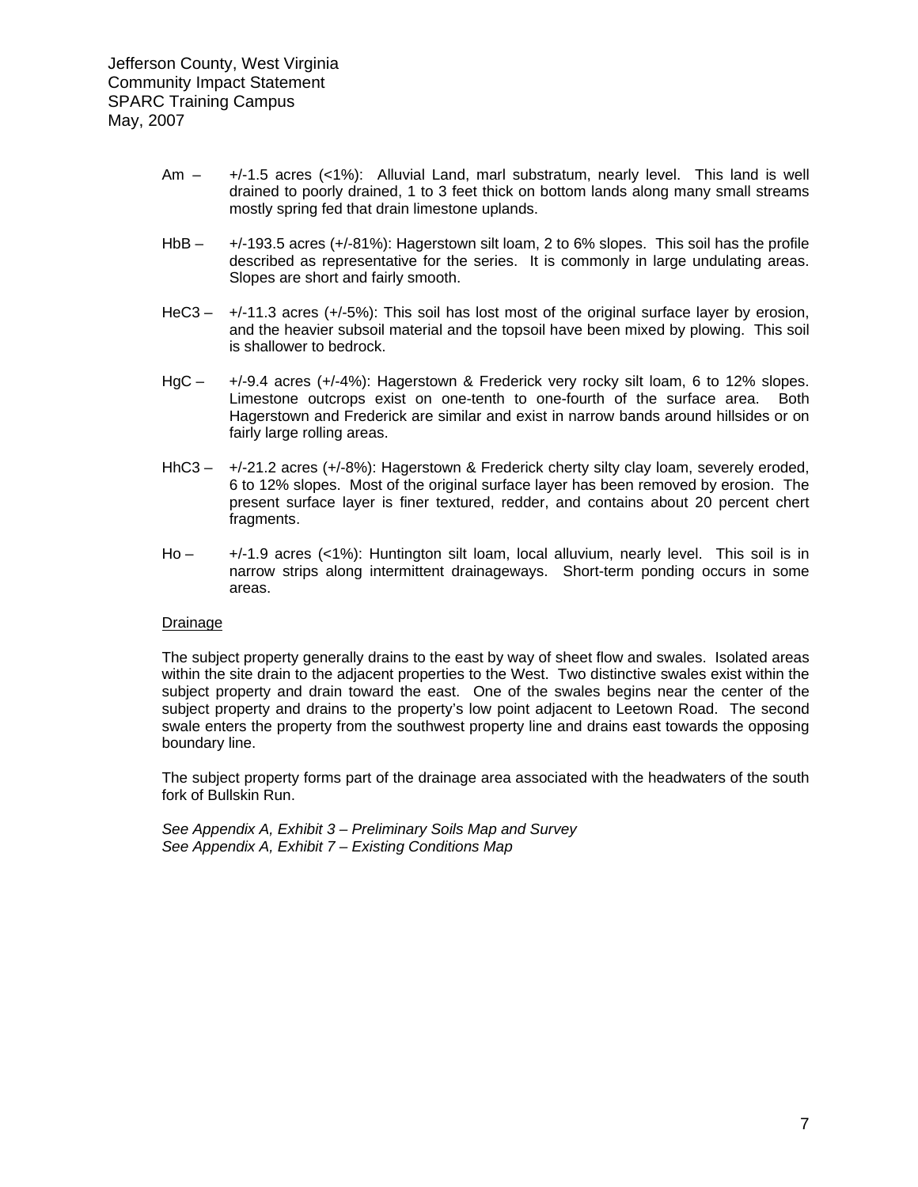Am – +/-1.5 acres (<1%): Alluvial Land, marl substratum, nearly level. This land is well drained to poorly drained, 1 to 3 feet thick on bottom lands along many small streams mostly spring fed that drain limestone uplands.

HbB – +/-193.5 acres (+/-81%): Hagerstown silt loam, 2 to 6% slopes. This soil has the profile described as representative for the series. It is commonly in large undulating areas. Slopes are short and fairly smooth.

HeC3 – +/-11.3 acres (+/-5%): This soil has lost most of the original surface layer by erosion, and the heavier subsoil material and the topsoil have been mixed by plowing. This soil is shallower to bedrock.

HgC – +/-9.4 acres (+/-4%): Hagerstown & Frederick very rocky silt loam, 6 to 12% slopes. Limestone outcrops exist on one-tenth to one-fourth of the surface area. Both Hagerstown and Frederick are similar and exist in narrow bands around hillsides or on fairly large rolling areas.

HhC3 – +/-21.2 acres (+/-8%): Hagerstown & Frederick cherty silty clay loam, severely eroded, 6 to 12% slopes. Most of the original surface layer has been removed by erosion. The present surface layer is finer textured, redder, and contains about 20 percent chert fragments.

Ho – +/-1.9 acres (<1%): Huntington silt loam, local alluvium, nearly level. This soil is in narrow strips along intermittent drainageways. Short-term ponding occurs in some areas.

Drainage

The subject property generally drains to the east by way of sheet flow and swales. Isolated areas within the site drain to the adjacent properties to the West. Two distinctive swales exist within the subject property and drain toward the east. One of the swales begins near the center of the subject property and drains to the property's low point adjacent to Leetown Road. The second swale enters the property from the southwest property line and drains east towards the opposing boundary line.

The subject property forms part of the drainage area associated with the headwaters of the south fork of Bullskin Run.

*See Appendix A, Exhibit 3 – Preliminary Soils Map and Survey*
*See Appendix A, Exhibit 7 – Existing Conditions Map*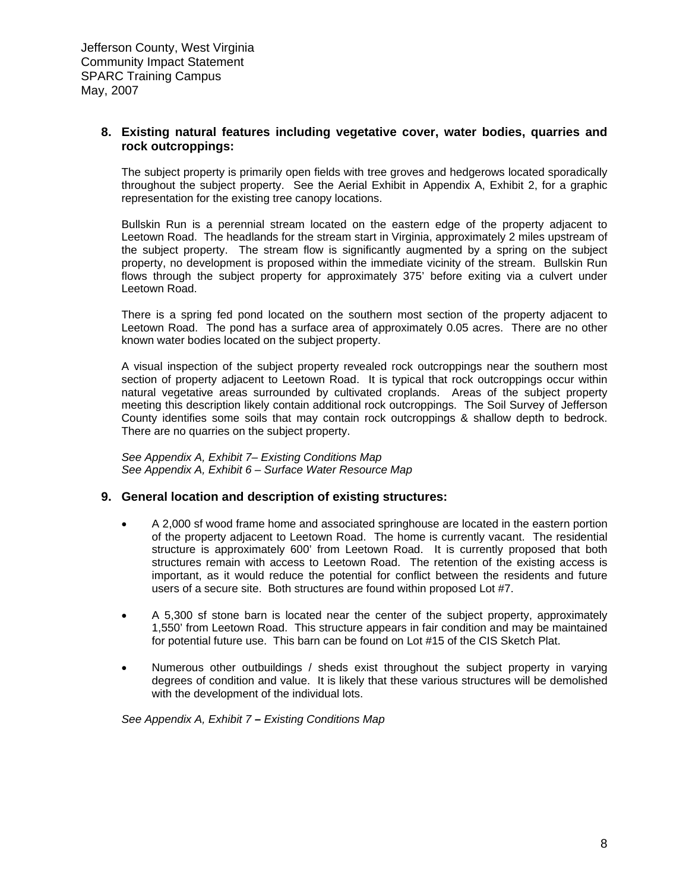## 8. Existing natural features including vegetative cover, water bodies, quarries and rock outcroppings:

The subject property is primarily open fields with tree groves and hedgerows located sporadically throughout the subject property. See the Aerial Exhibit in Appendix A, Exhibit 2, for a graphic representation for the existing tree canopy locations.

Bullskin Run is a perennial stream located on the eastern edge of the property adjacent to Leetown Road. The headlands for the stream start in Virginia, approximately 2 miles upstream of the subject property. The stream flow is significantly augmented by a spring on the subject property, no development is proposed within the immediate vicinity of the stream. Bullskin Run flows through the subject property for approximately 375' before exiting via a culvert under Leetown Road.

There is a spring fed pond located on the southern most section of the property adjacent to Leetown Road. The pond has a surface area of approximately 0.05 acres. There are no other known water bodies located on the subject property.

A visual inspection of the subject property revealed rock outcroppings near the southern most section of property adjacent to Leetown Road. It is typical that rock outcroppings occur within natural vegetative areas surrounded by cultivated croplands. Areas of the subject property meeting this description likely contain additional rock outcroppings. The Soil Survey of Jefferson County identifies some soils that may contain rock outcroppings & shallow depth to bedrock. There are no quarries on the subject property.

*See Appendix A, Exhibit 7– Existing Conditions Map*
*See Appendix A, Exhibit 6 – Surface Water Resource Map*

## 9. General location and description of existing structures:

- A 2,000 sf wood frame home and associated springhouse are located in the eastern portion of the property adjacent to Leetown Road. The home is currently vacant. The residential structure is approximately 600' from Leetown Road. It is currently proposed that both structures remain with access to Leetown Road. The retention of the existing access is important, as it would reduce the potential for conflict between the residents and future users of a secure site. Both structures are found within proposed Lot #7.
- A 5,300 sf stone barn is located near the center of the subject property, approximately 1,550' from Leetown Road. This structure appears in fair condition and may be maintained for potential future use. This barn can be found on Lot #15 of the CIS Sketch Plat.
- Numerous other outbuildings / sheds exist throughout the subject property in varying degrees of condition and value. It is likely that these various structures will be demolished with the development of the individual lots.

*See Appendix A, Exhibit 7 – Existing Conditions Map*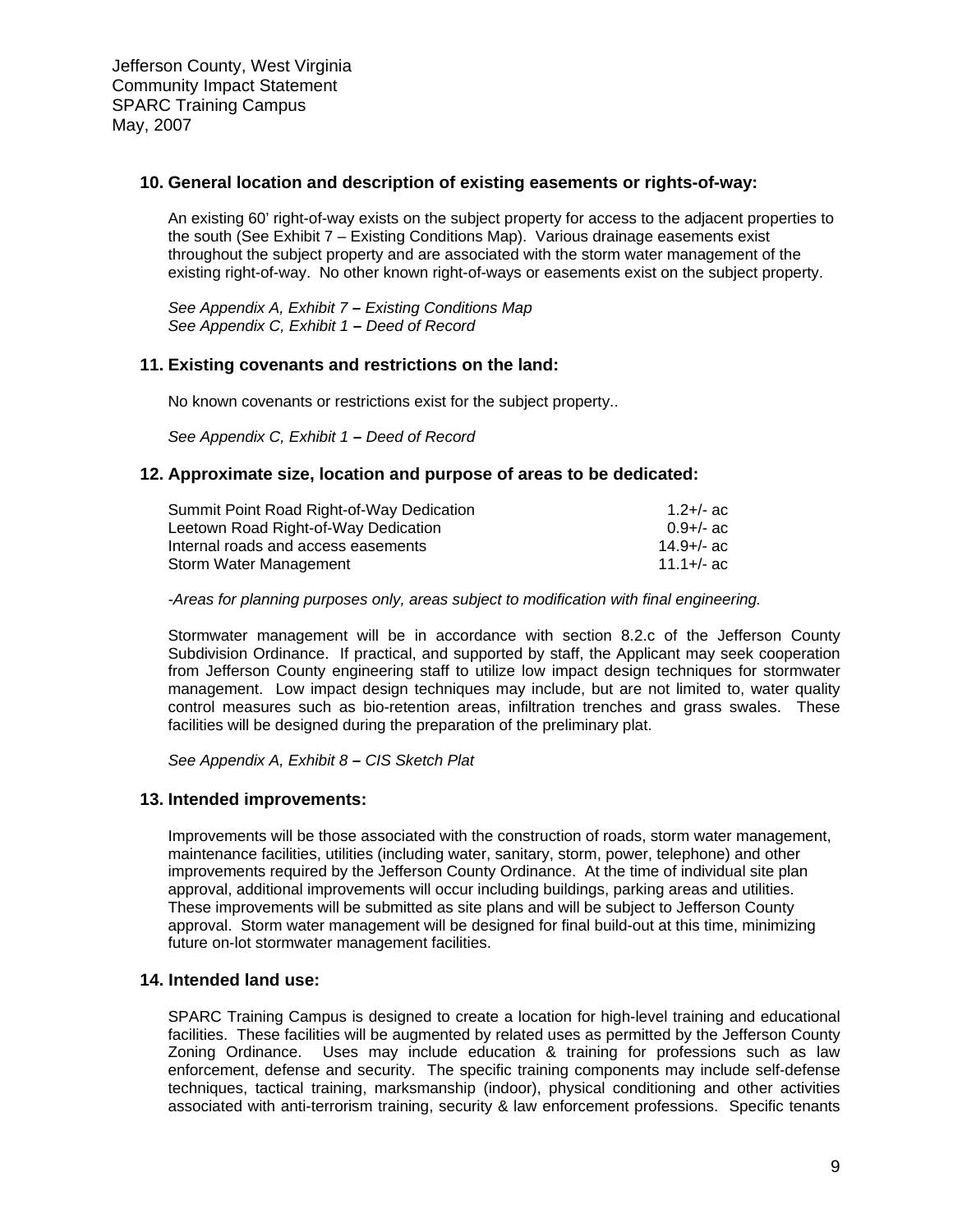## 10. General location and description of existing easements or rights-of-way:

An existing 60' right-of-way exists on the subject property for access to the adjacent properties to the south (See Exhibit 7 – Existing Conditions Map). Various drainage easements exist throughout the subject property and are associated with the storm water management of the existing right-of-way. No other known right-of-ways or easements exist on the subject property.

*See Appendix A, Exhibit 7 – Existing Conditions Map*
*See Appendix C, Exhibit 1 – Deed of Record*

## 11. Existing covenants and restrictions on the land:

No known covenants or restrictions exist for the subject property..

*See Appendix C, Exhibit 1 – Deed of Record*

## 12. Approximate size, location and purpose of areas to be dedicated:

| | |
|---|---|
| Summit Point Road Right-of-Way Dedication | 1.2+/- ac |
| Leetown Road Right-of-Way Dedication | 0.9+/- ac |
| Internal roads and access easements | 14.9+/- ac |
| Storm Water Management | 11.1+/- ac |

*-Areas for planning purposes only, areas subject to modification with final engineering.*

Stormwater management will be in accordance with section 8.2.c of the Jefferson County Subdivision Ordinance. If practical, and supported by staff, the Applicant may seek cooperation from Jefferson County engineering staff to utilize low impact design techniques for stormwater management. Low impact design techniques may include, but are not limited to, water quality control measures such as bio-retention areas, infiltration trenches and grass swales. These facilities will be designed during the preparation of the preliminary plat.

*See Appendix A, Exhibit 8 – CIS Sketch Plat*

## 13. Intended improvements:

Improvements will be those associated with the construction of roads, storm water management, maintenance facilities, utilities (including water, sanitary, storm, power, telephone) and other improvements required by the Jefferson County Ordinance. At the time of individual site plan approval, additional improvements will occur including buildings, parking areas and utilities. These improvements will be submitted as site plans and will be subject to Jefferson County approval. Storm water management will be designed for final build-out at this time, minimizing future on-lot stormwater management facilities.

## 14. Intended land use:

SPARC Training Campus is designed to create a location for high-level training and educational facilities. These facilities will be augmented by related uses as permitted by the Jefferson County Zoning Ordinance. Uses may include education & training for professions such as law enforcement, defense and security. The specific training components may include self-defense techniques, tactical training, marksmanship (indoor), physical conditioning and other activities associated with anti-terrorism training, security & law enforcement professions. Specific tenants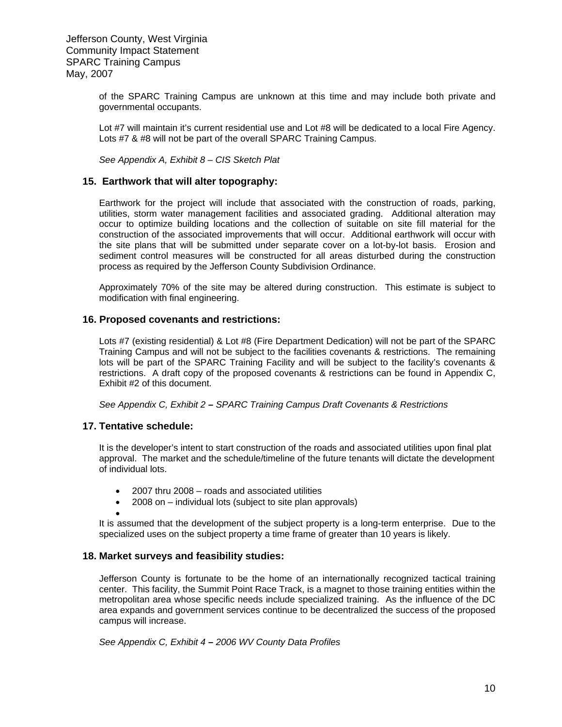of the SPARC Training Campus are unknown at this time and may include both private and governmental occupants.

Lot #7 will maintain it's current residential use and Lot #8 will be dedicated to a local Fire Agency. Lots #7 & #8 will not be part of the overall SPARC Training Campus.

*See Appendix A, Exhibit 8 – CIS Sketch Plat*

## 15. Earthwork that will alter topography:

Earthwork for the project will include that associated with the construction of roads, parking, utilities, storm water management facilities and associated grading. Additional alteration may occur to optimize building locations and the collection of suitable on site fill material for the construction of the associated improvements that will occur. Additional earthwork will occur with the site plans that will be submitted under separate cover on a lot-by-lot basis. Erosion and sediment control measures will be constructed for all areas disturbed during the construction process as required by the Jefferson County Subdivision Ordinance.

Approximately 70% of the site may be altered during construction. This estimate is subject to modification with final engineering.

## 16. Proposed covenants and restrictions:

Lots #7 (existing residential) & Lot #8 (Fire Department Dedication) will not be part of the SPARC Training Campus and will not be subject to the facilities covenants & restrictions. The remaining lots will be part of the SPARC Training Facility and will be subject to the facility's covenants & restrictions. A draft copy of the proposed covenants & restrictions can be found in Appendix C, Exhibit #2 of this document.

*See Appendix C, Exhibit 2 **–** SPARC Training Campus Draft Covenants & Restrictions*

## 17. Tentative schedule:

It is the developer's intent to start construction of the roads and associated utilities upon final plat approval. The market and the schedule/timeline of the future tenants will dictate the development of individual lots.

- 2007 thru 2008 – roads and associated utilities
- 2008 on – individual lots (subject to site plan approvals)

It is assumed that the development of the subject property is a long-term enterprise. Due to the specialized uses on the subject property a time frame of greater than 10 years is likely.

## 18. Market surveys and feasibility studies:

Jefferson County is fortunate to be the home of an internationally recognized tactical training center. This facility, the Summit Point Race Track, is a magnet to those training entities within the metropolitan area whose specific needs include specialized training. As the influence of the DC area expands and government services continue to be decentralized the success of the proposed campus will increase.

*See Appendix C, Exhibit 4 **–** 2006 WV County Data Profiles*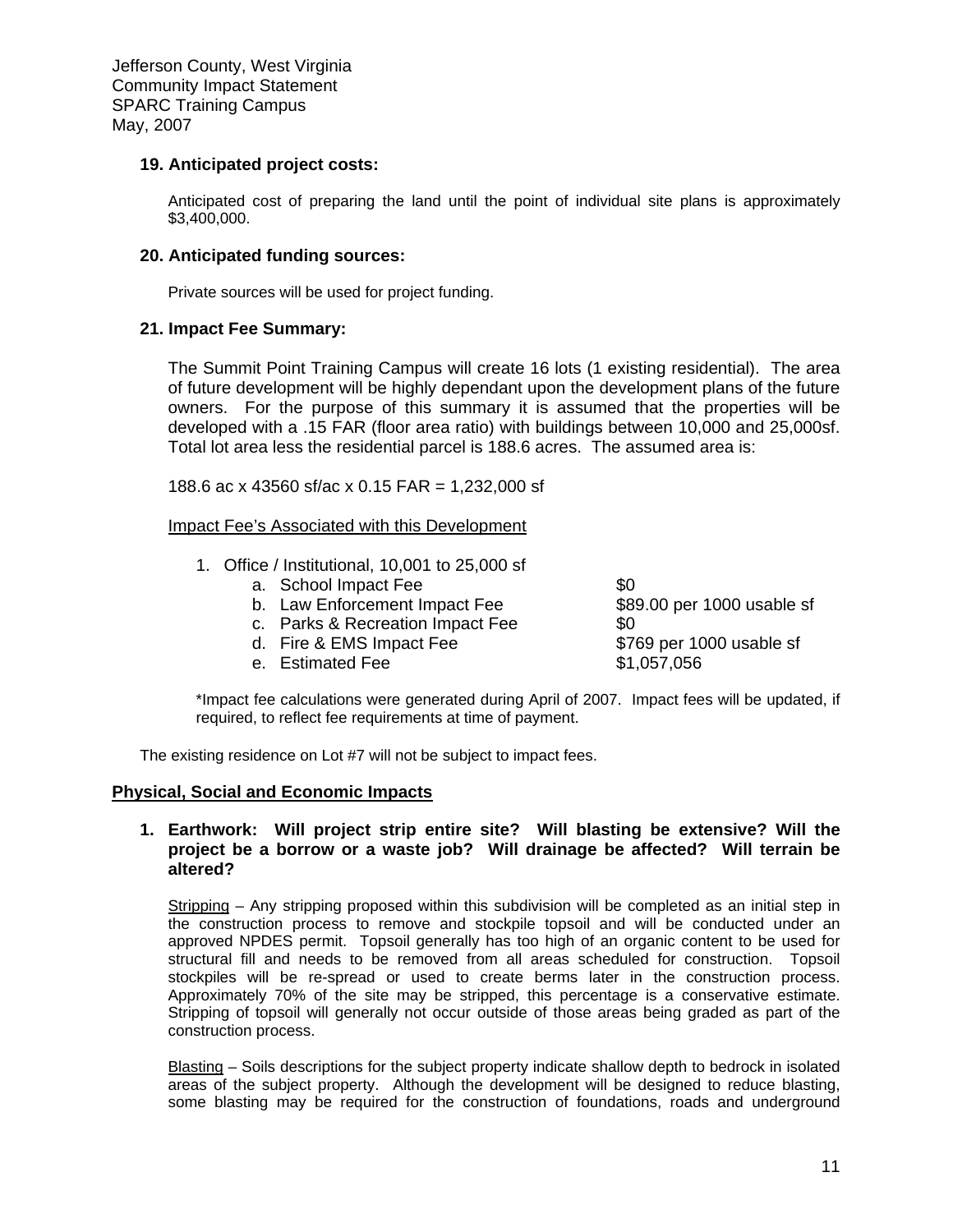### 19. Anticipated project costs:

Anticipated cost of preparing the land until the point of individual site plans is approximately $3,400,000.

### 20. Anticipated funding sources:

Private sources will be used for project funding.

### 21. Impact Fee Summary:

The Summit Point Training Campus will create 16 lots (1 existing residential). The area of future development will be highly dependant upon the development plans of the future owners. For the purpose of this summary it is assumed that the properties will be developed with a .15 FAR (floor area ratio) with buildings between 10,000 and 25,000sf. Total lot area less the residential parcel is 188.6 acres. The assumed area is:

188.6 ac x 43560 sf/ac x 0.15 FAR = 1,232,000 sf

Impact Fee's Associated with this Development

1. Office / Institutional, 10,001 to 25,000 sf
   a. School Impact Fee — $0
   b. Law Enforcement Impact Fee — $89.00 per 1000 usable sf
   c. Parks & Recreation Impact Fee — $0
   d. Fire & EMS Impact Fee — $769 per 1000 usable sf
   e. Estimated Fee — $1,057,056

*Impact fee calculations were generated during April of 2007. Impact fees will be updated, if required, to reflect fee requirements at time of payment.

The existing residence on Lot #7 will not be subject to impact fees.

## Physical, Social and Economic Impacts

**1. Earthwork: Will project strip entire site? Will blasting be extensive? Will the project be a borrow or a waste job? Will drainage be affected? Will terrain be altered?**

Stripping – Any stripping proposed within this subdivision will be completed as an initial step in the construction process to remove and stockpile topsoil and will be conducted under an approved NPDES permit. Topsoil generally has too high of an organic content to be used for structural fill and needs to be removed from all areas scheduled for construction. Topsoil stockpiles will be re-spread or used to create berms later in the construction process. Approximately 70% of the site may be stripped, this percentage is a conservative estimate. Stripping of topsoil will generally not occur outside of those areas being graded as part of the construction process.

Blasting – Soils descriptions for the subject property indicate shallow depth to bedrock in isolated areas of the subject property. Although the development will be designed to reduce blasting, some blasting may be required for the construction of foundations, roads and underground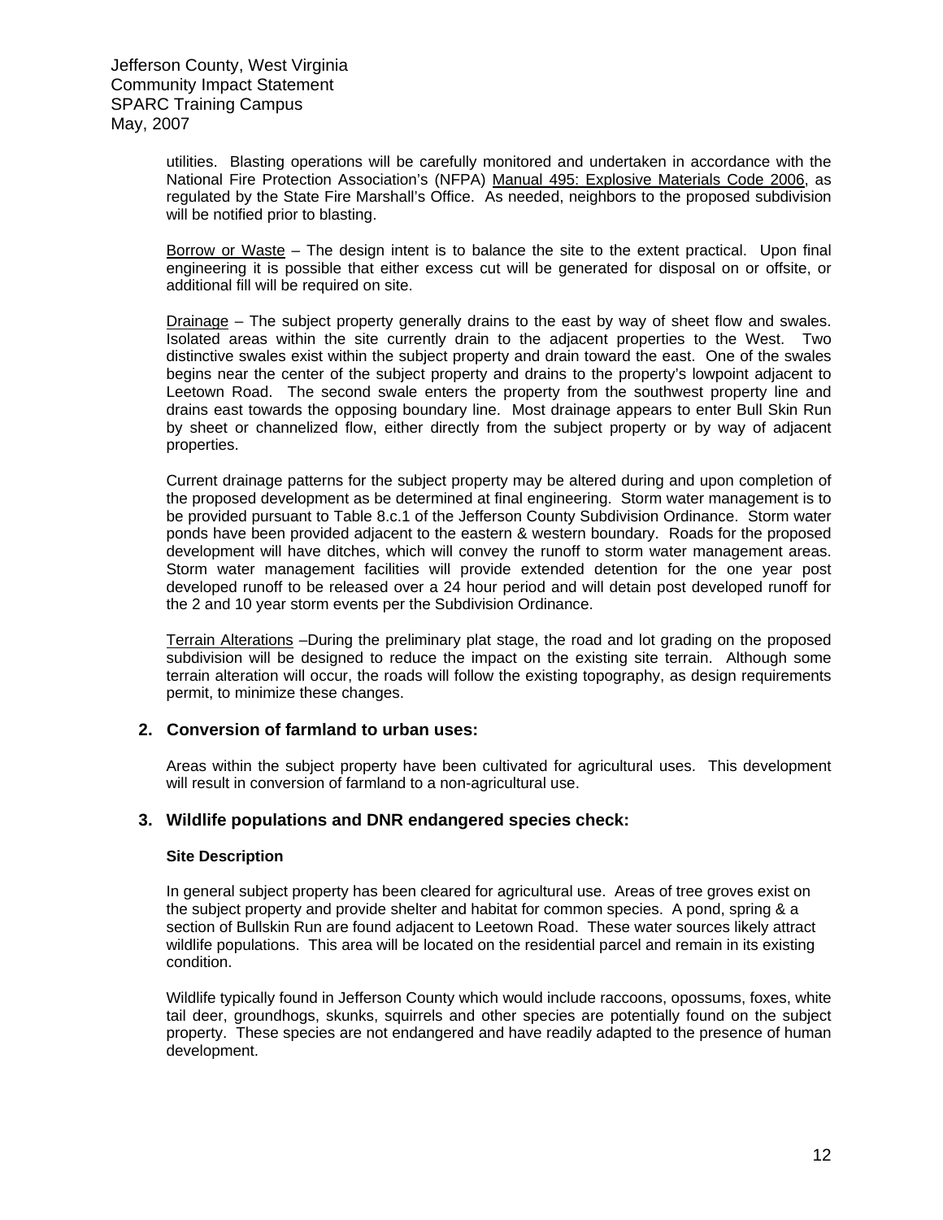utilities. Blasting operations will be carefully monitored and undertaken in accordance with the National Fire Protection Association's (NFPA) Manual 495: Explosive Materials Code 2006, as regulated by the State Fire Marshall's Office. As needed, neighbors to the proposed subdivision will be notified prior to blasting.

Borrow or Waste – The design intent is to balance the site to the extent practical. Upon final engineering it is possible that either excess cut will be generated for disposal on or offsite, or additional fill will be required on site.

Drainage – The subject property generally drains to the east by way of sheet flow and swales. Isolated areas within the site currently drain to the adjacent properties to the West. Two distinctive swales exist within the subject property and drain toward the east. One of the swales begins near the center of the subject property and drains to the property's lowpoint adjacent to Leetown Road. The second swale enters the property from the southwest property line and drains east towards the opposing boundary line. Most drainage appears to enter Bull Skin Run by sheet or channelized flow, either directly from the subject property or by way of adjacent properties.

Current drainage patterns for the subject property may be altered during and upon completion of the proposed development as be determined at final engineering. Storm water management is to be provided pursuant to Table 8.c.1 of the Jefferson County Subdivision Ordinance. Storm water ponds have been provided adjacent to the eastern & western boundary. Roads for the proposed development will have ditches, which will convey the runoff to storm water management areas. Storm water management facilities will provide extended detention for the one year post developed runoff to be released over a 24 hour period and will detain post developed runoff for the 2 and 10 year storm events per the Subdivision Ordinance.

Terrain Alterations –During the preliminary plat stage, the road and lot grading on the proposed subdivision will be designed to reduce the impact on the existing site terrain. Although some terrain alteration will occur, the roads will follow the existing topography, as design requirements permit, to minimize these changes.

## 2. Conversion of farmland to urban uses:

Areas within the subject property have been cultivated for agricultural uses. This development will result in conversion of farmland to a non-agricultural use.

## 3. Wildlife populations and DNR endangered species check:

**Site Description**

In general subject property has been cleared for agricultural use. Areas of tree groves exist on the subject property and provide shelter and habitat for common species. A pond, spring & a section of Bullskin Run are found adjacent to Leetown Road. These water sources likely attract wildlife populations. This area will be located on the residential parcel and remain in its existing condition.

Wildlife typically found in Jefferson County which would include raccoons, opossums, foxes, white tail deer, groundhogs, skunks, squirrels and other species are potentially found on the subject property. These species are not endangered and have readily adapted to the presence of human development.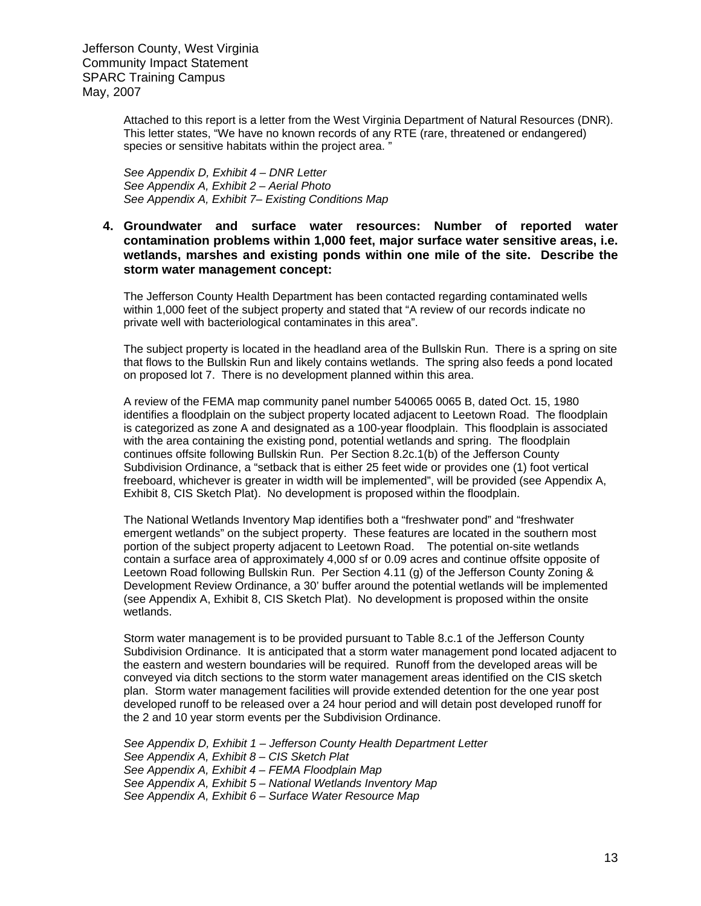Attached to this report is a letter from the West Virginia Department of Natural Resources (DNR). This letter states, "We have no known records of any RTE (rare, threatened or endangered) species or sensitive habitats within the project area. "

*See Appendix D, Exhibit 4 – DNR Letter*
*See Appendix A, Exhibit 2 – Aerial Photo*
*See Appendix A, Exhibit 7– Existing Conditions Map*

4. **Groundwater and surface water resources: Number of reported water contamination problems within 1,000 feet, major surface water sensitive areas, i.e. wetlands, marshes and existing ponds within one mile of the site. Describe the storm water management concept:**

The Jefferson County Health Department has been contacted regarding contaminated wells within 1,000 feet of the subject property and stated that "A review of our records indicate no private well with bacteriological contaminates in this area".

The subject property is located in the headland area of the Bullskin Run. There is a spring on site that flows to the Bullskin Run and likely contains wetlands. The spring also feeds a pond located on proposed lot 7. There is no development planned within this area.

A review of the FEMA map community panel number 540065 0065 B, dated Oct. 15, 1980 identifies a floodplain on the subject property located adjacent to Leetown Road. The floodplain is categorized as zone A and designated as a 100-year floodplain. This floodplain is associated with the area containing the existing pond, potential wetlands and spring. The floodplain continues offsite following Bullskin Run. Per Section 8.2c.1(b) of the Jefferson County Subdivision Ordinance, a "setback that is either 25 feet wide or provides one (1) foot vertical freeboard, whichever is greater in width will be implemented", will be provided (see Appendix A, Exhibit 8, CIS Sketch Plat). No development is proposed within the floodplain.

The National Wetlands Inventory Map identifies both a "freshwater pond" and "freshwater emergent wetlands" on the subject property. These features are located in the southern most portion of the subject property adjacent to Leetown Road. The potential on-site wetlands contain a surface area of approximately 4,000 sf or 0.09 acres and continue offsite opposite of Leetown Road following Bullskin Run. Per Section 4.11 (g) of the Jefferson County Zoning & Development Review Ordinance, a 30' buffer around the potential wetlands will be implemented (see Appendix A, Exhibit 8, CIS Sketch Plat). No development is proposed within the onsite wetlands.

Storm water management is to be provided pursuant to Table 8.c.1 of the Jefferson County Subdivision Ordinance. It is anticipated that a storm water management pond located adjacent to the eastern and western boundaries will be required. Runoff from the developed areas will be conveyed via ditch sections to the storm water management areas identified on the CIS sketch plan. Storm water management facilities will provide extended detention for the one year post developed runoff to be released over a 24 hour period and will detain post developed runoff for the 2 and 10 year storm events per the Subdivision Ordinance.

*See Appendix D, Exhibit 1 – Jefferson County Health Department Letter*
*See Appendix A, Exhibit 8 – CIS Sketch Plat*
*See Appendix A, Exhibit 4 – FEMA Floodplain Map*
*See Appendix A, Exhibit 5 – National Wetlands Inventory Map*
*See Appendix A, Exhibit 6 – Surface Water Resource Map*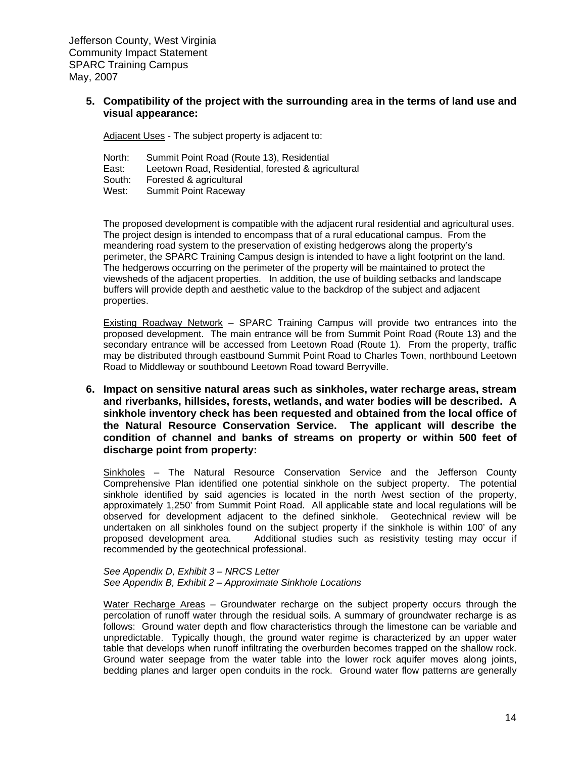**5. Compatibility of the project with the surrounding area in the terms of land use and visual appearance:**

Adjacent Uses - The subject property is adjacent to:

North: Summit Point Road (Route 13), Residential
East: Leetown Road, Residential, forested & agricultural
South: Forested & agricultural
West: Summit Point Raceway

The proposed development is compatible with the adjacent rural residential and agricultural uses. The project design is intended to encompass that of a rural educational campus. From the meandering road system to the preservation of existing hedgerows along the property's perimeter, the SPARC Training Campus design is intended to have a light footprint on the land. The hedgerows occurring on the perimeter of the property will be maintained to protect the viewsheds of the adjacent properties. In addition, the use of building setbacks and landscape buffers will provide depth and aesthetic value to the backdrop of the subject and adjacent properties.

Existing Roadway Network – SPARC Training Campus will provide two entrances into the proposed development. The main entrance will be from Summit Point Road (Route 13) and the secondary entrance will be accessed from Leetown Road (Route 1). From the property, traffic may be distributed through eastbound Summit Point Road to Charles Town, northbound Leetown Road to Middleway or southbound Leetown Road toward Berryville.

**6. Impact on sensitive natural areas such as sinkholes, water recharge areas, stream and riverbanks, hillsides, forests, wetlands, and water bodies will be described. A sinkhole inventory check has been requested and obtained from the local office of the Natural Resource Conservation Service. The applicant will describe the condition of channel and banks of streams on property or within 500 feet of discharge point from property:**

Sinkholes – The Natural Resource Conservation Service and the Jefferson County Comprehensive Plan identified one potential sinkhole on the subject property. The potential sinkhole identified by said agencies is located in the north /west section of the property, approximately 1,250' from Summit Point Road. All applicable state and local regulations will be observed for development adjacent to the defined sinkhole. Geotechnical review will be undertaken on all sinkholes found on the subject property if the sinkhole is within 100' of any proposed development area. Additional studies such as resistivity testing may occur if recommended by the geotechnical professional.

*See Appendix D, Exhibit 3 – NRCS Letter*
*See Appendix B, Exhibit 2 – Approximate Sinkhole Locations*

Water Recharge Areas – Groundwater recharge on the subject property occurs through the percolation of runoff water through the residual soils. A summary of groundwater recharge is as follows: Ground water depth and flow characteristics through the limestone can be variable and unpredictable. Typically though, the ground water regime is characterized by an upper water table that develops when runoff infiltrating the overburden becomes trapped on the shallow rock. Ground water seepage from the water table into the lower rock aquifer moves along joints, bedding planes and larger open conduits in the rock. Ground water flow patterns are generally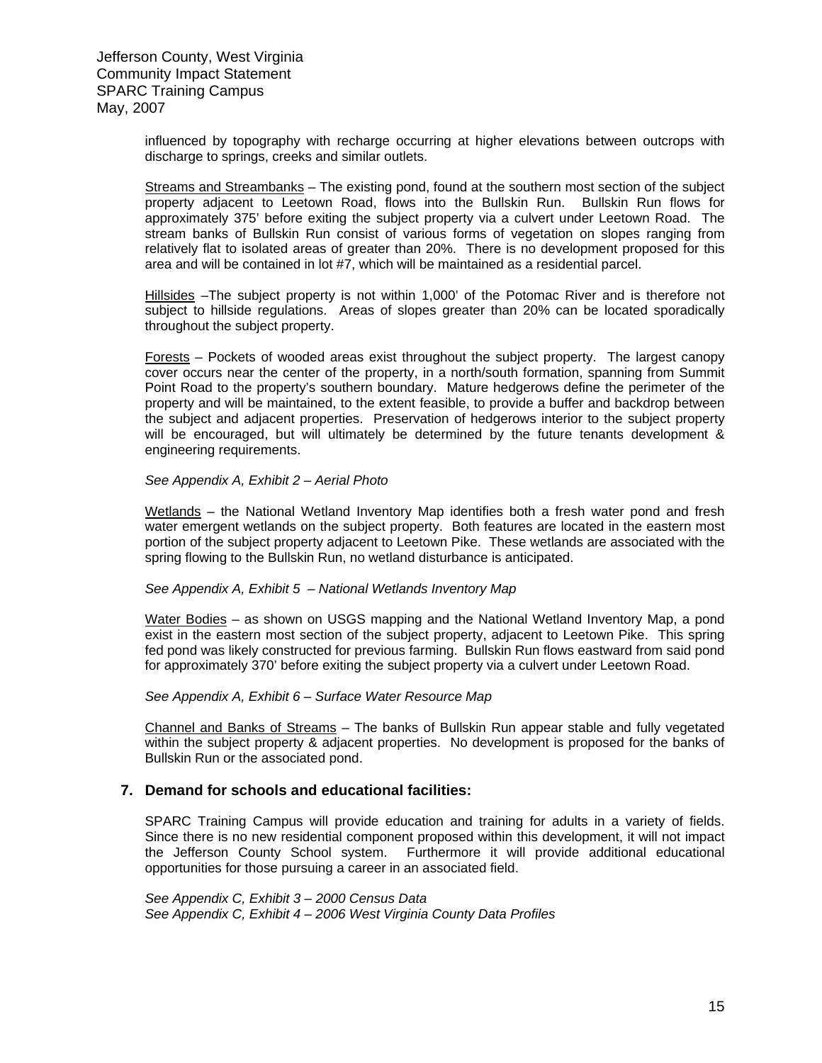influenced by topography with recharge occurring at higher elevations between outcrops with discharge to springs, creeks and similar outlets.

Streams and Streambanks – The existing pond, found at the southern most section of the subject property adjacent to Leetown Road, flows into the Bullskin Run. Bullskin Run flows for approximately 375' before exiting the subject property via a culvert under Leetown Road. The stream banks of Bullskin Run consist of various forms of vegetation on slopes ranging from relatively flat to isolated areas of greater than 20%. There is no development proposed for this area and will be contained in lot #7, which will be maintained as a residential parcel.

Hillsides –The subject property is not within 1,000' of the Potomac River and is therefore not subject to hillside regulations. Areas of slopes greater than 20% can be located sporadically throughout the subject property.

Forests – Pockets of wooded areas exist throughout the subject property. The largest canopy cover occurs near the center of the property, in a north/south formation, spanning from Summit Point Road to the property's southern boundary. Mature hedgerows define the perimeter of the property and will be maintained, to the extent feasible, to provide a buffer and backdrop between the subject and adjacent properties. Preservation of hedgerows interior to the subject property will be encouraged, but will ultimately be determined by the future tenants development & engineering requirements.

*See Appendix A, Exhibit 2 – Aerial Photo*

Wetlands – the National Wetland Inventory Map identifies both a fresh water pond and fresh water emergent wetlands on the subject property. Both features are located in the eastern most portion of the subject property adjacent to Leetown Pike. These wetlands are associated with the spring flowing to the Bullskin Run, no wetland disturbance is anticipated.

*See Appendix A, Exhibit 5 – National Wetlands Inventory Map*

Water Bodies – as shown on USGS mapping and the National Wetland Inventory Map, a pond exist in the eastern most section of the subject property, adjacent to Leetown Pike. This spring fed pond was likely constructed for previous farming. Bullskin Run flows eastward from said pond for approximately 370' before exiting the subject property via a culvert under Leetown Road.

*See Appendix A, Exhibit 6 – Surface Water Resource Map*

Channel and Banks of Streams – The banks of Bullskin Run appear stable and fully vegetated within the subject property & adjacent properties. No development is proposed for the banks of Bullskin Run or the associated pond.

## 7. Demand for schools and educational facilities:

SPARC Training Campus will provide education and training for adults in a variety of fields. Since there is no new residential component proposed within this development, it will not impact the Jefferson County School system. Furthermore it will provide additional educational opportunities for those pursuing a career in an associated field.

*See Appendix C, Exhibit 3 – 2000 Census Data*
*See Appendix C, Exhibit 4 – 2006 West Virginia County Data Profiles*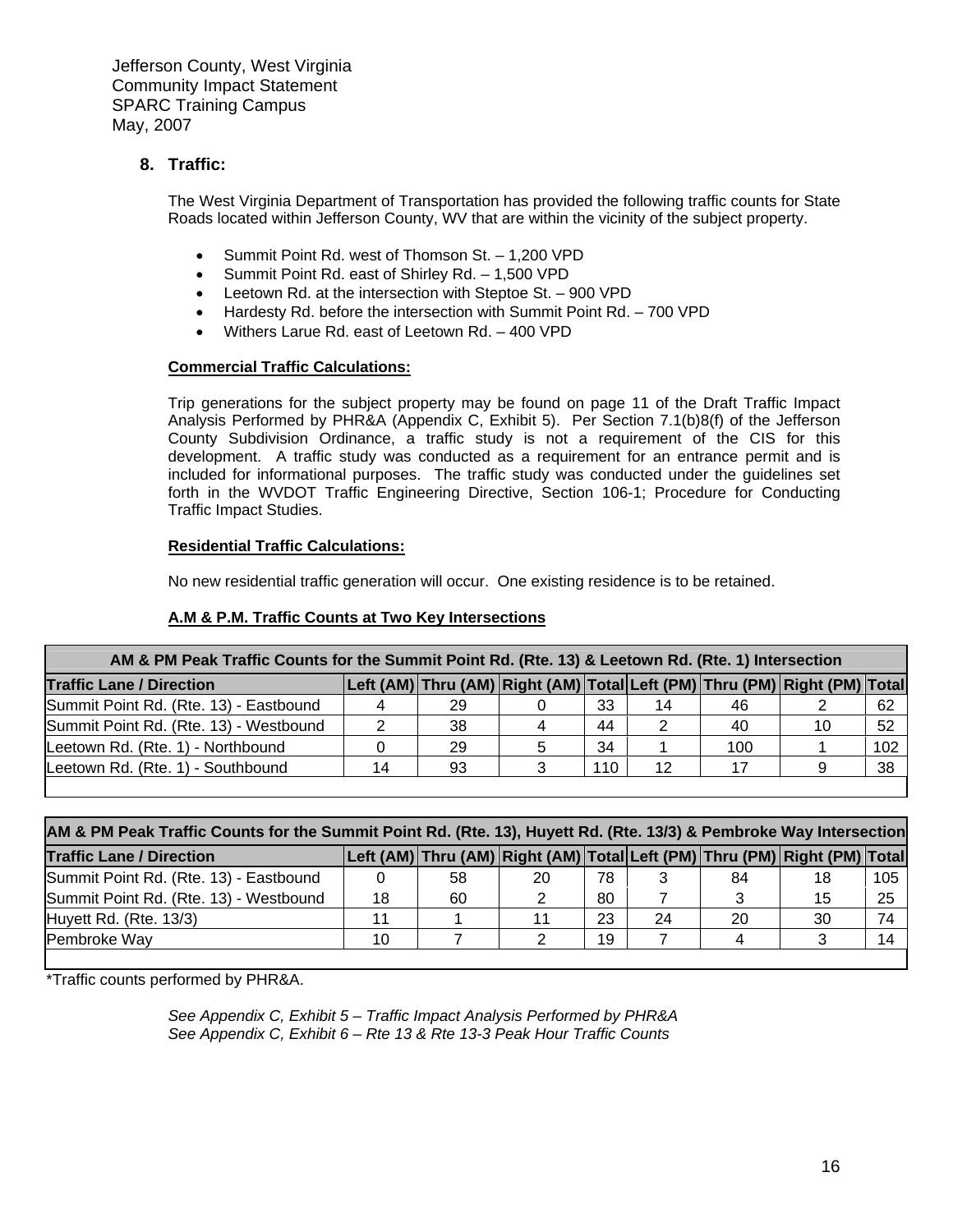Jefferson County, West Virginia
Community Impact Statement
SPARC Training Campus
May, 2007

## 8. Traffic:

The West Virginia Department of Transportation has provided the following traffic counts for State Roads located within Jefferson County, WV that are within the vicinity of the subject property.

- Summit Point Rd. west of Thomson St. – 1,200 VPD
- Summit Point Rd. east of Shirley Rd. – 1,500 VPD
- Leetown Rd. at the intersection with Steptoe St. – 900 VPD
- Hardesty Rd. before the intersection with Summit Point Rd. – 700 VPD
- Withers Larue Rd. east of Leetown Rd. – 400 VPD

**Commercial Traffic Calculations:**

Trip generations for the subject property may be found on page 11 of the Draft Traffic Impact Analysis Performed by PHR&A (Appendix C, Exhibit 5). Per Section 7.1(b)8(f) of the Jefferson County Subdivision Ordinance, a traffic study is not a requirement of the CIS for this development. A traffic study was conducted as a requirement for an entrance permit and is included for informational purposes. The traffic study was conducted under the guidelines set forth in the WVDOT Traffic Engineering Directive, Section 106-1; Procedure for Conducting Traffic Impact Studies.

**Residential Traffic Calculations:**

No new residential traffic generation will occur. One existing residence is to be retained.

**A.M & P.M. Traffic Counts at Two Key Intersections**

| AM & PM Peak Traffic Counts for the Summit Point Rd. (Rte. 13) & Leetown Rd. (Rte. 1) Intersection | | | | | | | | |
|---|---|---|---|---|---|---|---|---|
| **Traffic Lane / Direction** | **Left (AM)** | **Thru (AM)** | **Right (AM)** | **Total** | **Left (PM)** | **Thru (PM)** | **Right (PM)** | **Total** |
| Summit Point Rd. (Rte. 13) - Eastbound | 4 | 29 | 0 | 33 | 14 | 46 | 2 | 62 |
| Summit Point Rd. (Rte. 13) - Westbound | 2 | 38 | 4 | 44 | 2 | 40 | 10 | 52 |
| Leetown Rd. (Rte. 1) - Northbound | 0 | 29 | 5 | 34 | 1 | 100 | 1 | 102 |
| Leetown Rd. (Rte. 1) - Southbound | 14 | 93 | 3 | 110 | 12 | 17 | 9 | 38 |

| AM & PM Peak Traffic Counts for the Summit Point Rd. (Rte. 13), Huyett Rd. (Rte. 13/3) & Pembroke Way Intersection | | | | | | | | |
|---|---|---|---|---|---|---|---|---|
| **Traffic Lane / Direction** | **Left (AM)** | **Thru (AM)** | **Right (AM)** | **Total** | **Left (PM)** | **Thru (PM)** | **Right (PM)** | **Total** |
| Summit Point Rd. (Rte. 13) - Eastbound | 0 | 58 | 20 | 78 | 3 | 84 | 18 | 105 |
| Summit Point Rd. (Rte. 13) - Westbound | 18 | 60 | 2 | 80 | 7 | 3 | 15 | 25 |
| Huyett Rd. (Rte. 13/3) | 11 | 1 | 11 | 23 | 24 | 20 | 30 | 74 |
| Pembroke Way | 10 | 7 | 2 | 19 | 7 | 4 | 3 | 14 |

*Traffic counts performed by PHR&A.

*See Appendix C, Exhibit 5 – Traffic Impact Analysis Performed by PHR&A*
*See Appendix C, Exhibit 6 – Rte 13 & Rte 13-3 Peak Hour Traffic Counts*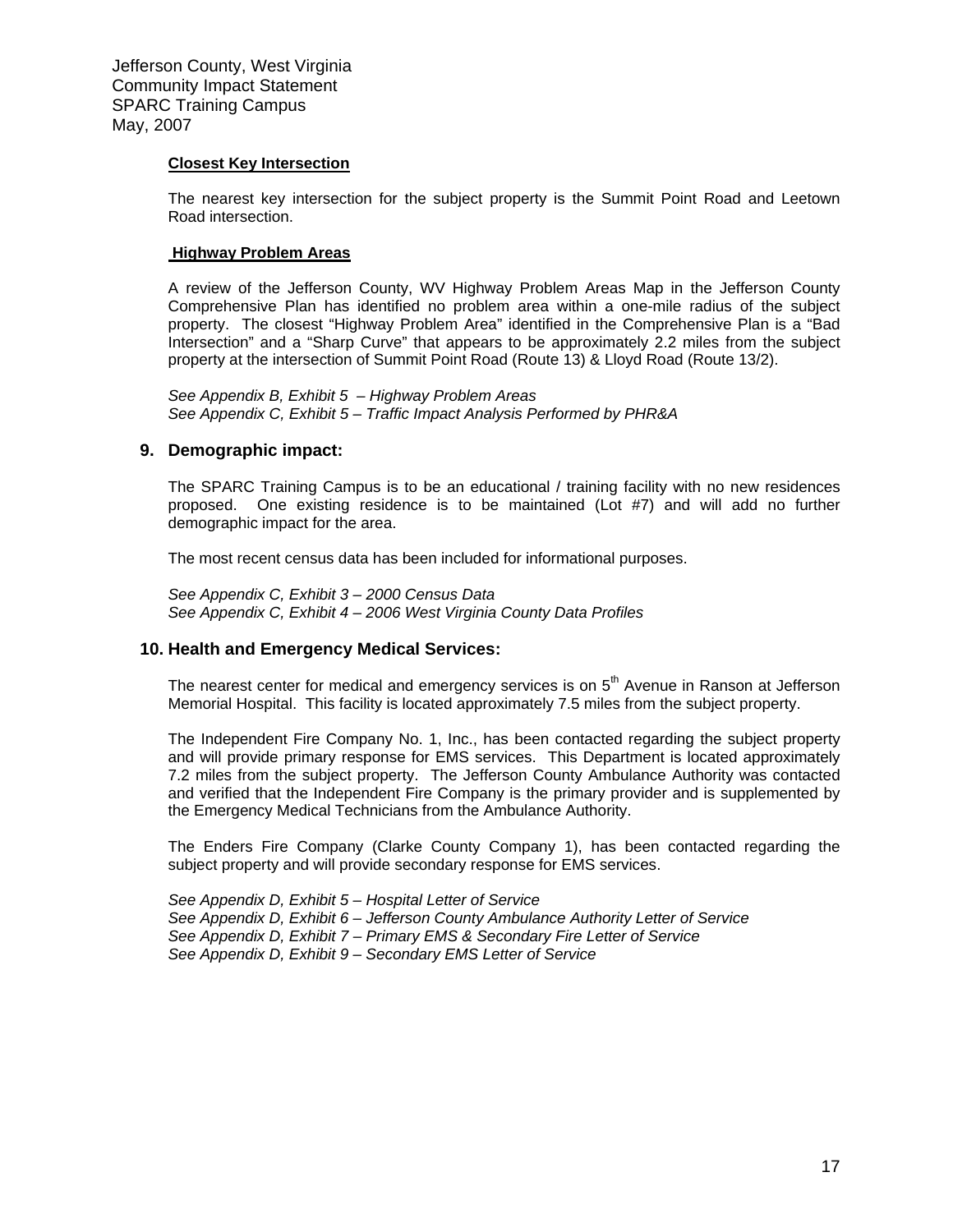**Closest Key Intersection**

The nearest key intersection for the subject property is the Summit Point Road and Leetown Road intersection.

**Highway Problem Areas**

A review of the Jefferson County, WV Highway Problem Areas Map in the Jefferson County Comprehensive Plan has identified no problem area within a one-mile radius of the subject property. The closest "Highway Problem Area" identified in the Comprehensive Plan is a "Bad Intersection" and a "Sharp Curve" that appears to be approximately 2.2 miles from the subject property at the intersection of Summit Point Road (Route 13) & Lloyd Road (Route 13/2).

*See Appendix B, Exhibit 5 – Highway Problem Areas*
*See Appendix C, Exhibit 5 – Traffic Impact Analysis Performed by PHR&A*

## 9. Demographic impact:

The SPARC Training Campus is to be an educational / training facility with no new residences proposed. One existing residence is to be maintained (Lot #7) and will add no further demographic impact for the area.

The most recent census data has been included for informational purposes.

*See Appendix C, Exhibit 3 – 2000 Census Data*
*See Appendix C, Exhibit 4 – 2006 West Virginia County Data Profiles*

## 10. Health and Emergency Medical Services:

The nearest center for medical and emergency services is on 5th Avenue in Ranson at Jefferson Memorial Hospital. This facility is located approximately 7.5 miles from the subject property.

The Independent Fire Company No. 1, Inc., has been contacted regarding the subject property and will provide primary response for EMS services. This Department is located approximately 7.2 miles from the subject property. The Jefferson County Ambulance Authority was contacted and verified that the Independent Fire Company is the primary provider and is supplemented by the Emergency Medical Technicians from the Ambulance Authority.

The Enders Fire Company (Clarke County Company 1), has been contacted regarding the subject property and will provide secondary response for EMS services.

*See Appendix D, Exhibit 5 – Hospital Letter of Service*
*See Appendix D, Exhibit 6 – Jefferson County Ambulance Authority Letter of Service*
*See Appendix D, Exhibit 7 – Primary EMS & Secondary Fire Letter of Service*
*See Appendix D, Exhibit 9 – Secondary EMS Letter of Service*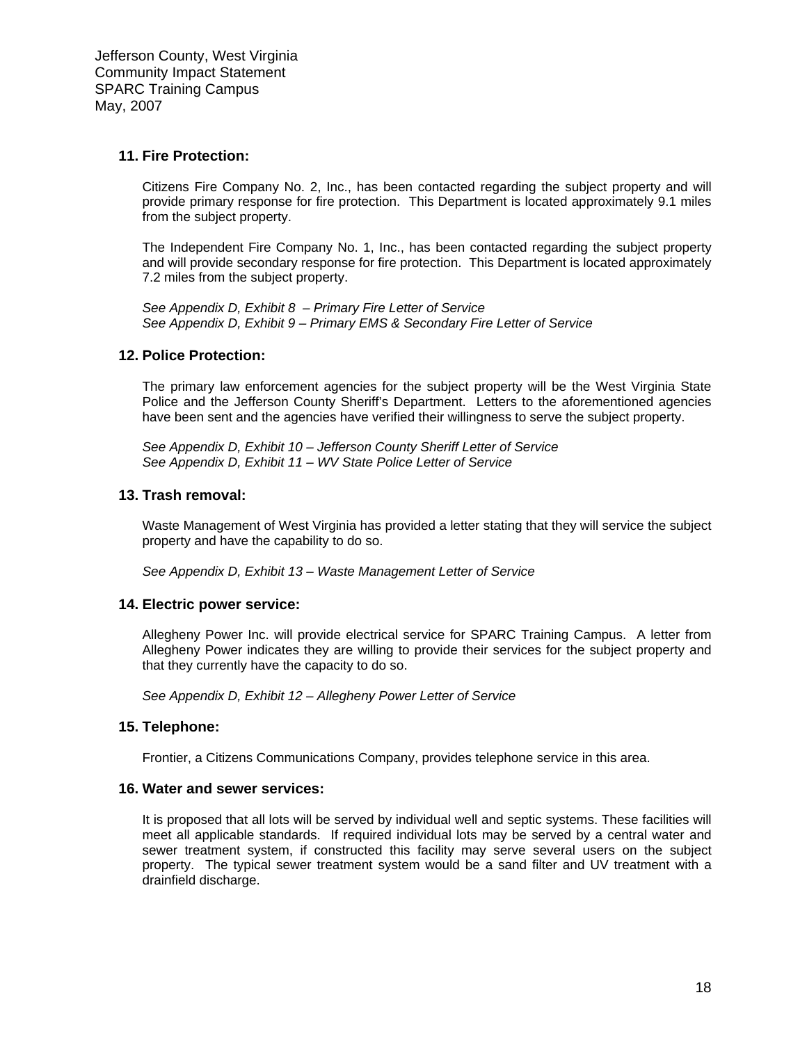## 11. Fire Protection:

Citizens Fire Company No. 2, Inc., has been contacted regarding the subject property and will provide primary response for fire protection. This Department is located approximately 9.1 miles from the subject property.

The Independent Fire Company No. 1, Inc., has been contacted regarding the subject property and will provide secondary response for fire protection. This Department is located approximately 7.2 miles from the subject property.

*See Appendix D, Exhibit 8 – Primary Fire Letter of Service*
*See Appendix D, Exhibit 9 – Primary EMS & Secondary Fire Letter of Service*

## 12. Police Protection:

The primary law enforcement agencies for the subject property will be the West Virginia State Police and the Jefferson County Sheriff's Department. Letters to the aforementioned agencies have been sent and the agencies have verified their willingness to serve the subject property.

*See Appendix D, Exhibit 10 – Jefferson County Sheriff Letter of Service*
*See Appendix D, Exhibit 11 – WV State Police Letter of Service*

## 13. Trash removal:

Waste Management of West Virginia has provided a letter stating that they will service the subject property and have the capability to do so.

*See Appendix D, Exhibit 13 – Waste Management Letter of Service*

## 14. Electric power service:

Allegheny Power Inc. will provide electrical service for SPARC Training Campus. A letter from Allegheny Power indicates they are willing to provide their services for the subject property and that they currently have the capacity to do so.

*See Appendix D, Exhibit 12 – Allegheny Power Letter of Service*

## 15. Telephone:

Frontier, a Citizens Communications Company, provides telephone service in this area.

## 16. Water and sewer services:

It is proposed that all lots will be served by individual well and septic systems. These facilities will meet all applicable standards. If required individual lots may be served by a central water and sewer treatment system, if constructed this facility may serve several users on the subject property. The typical sewer treatment system would be a sand filter and UV treatment with a drainfield discharge.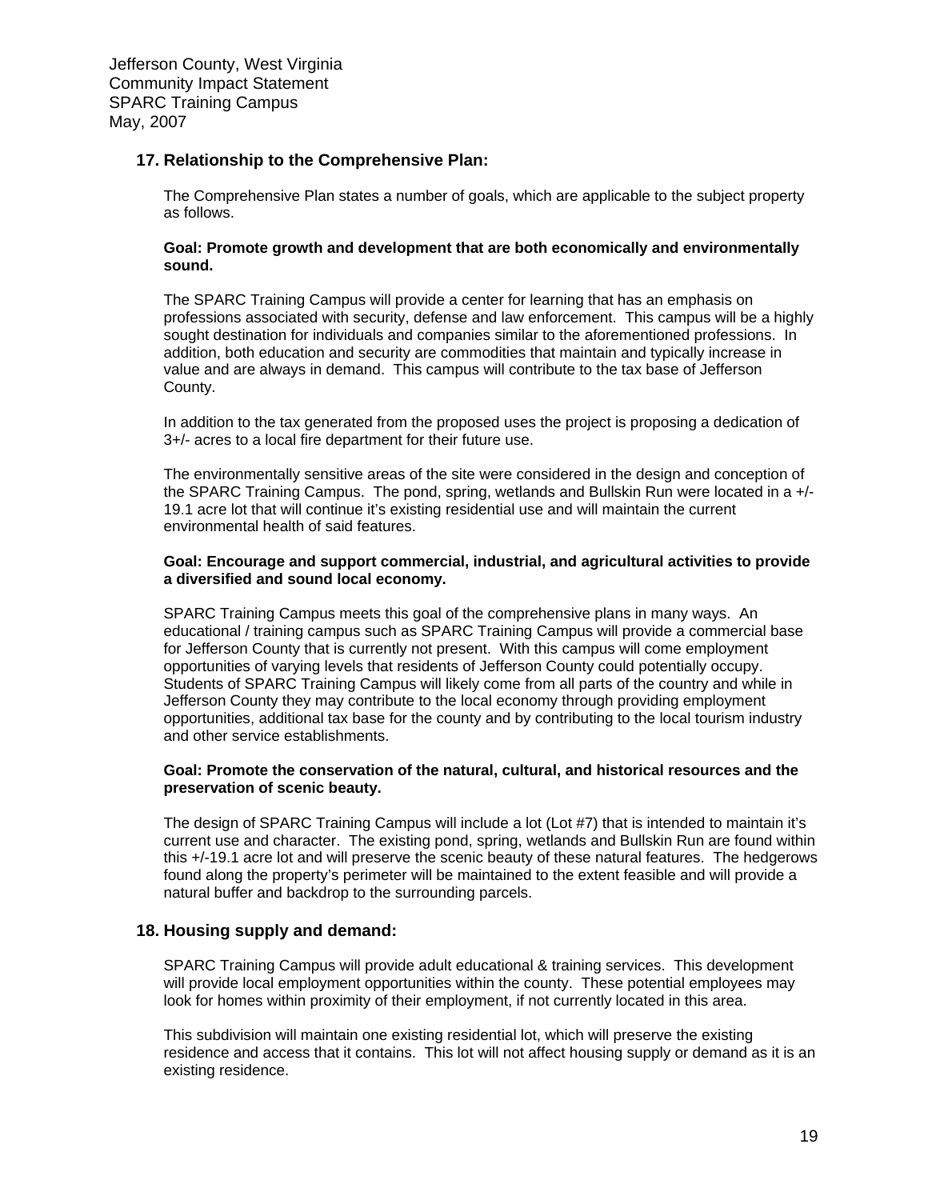## 17. Relationship to the Comprehensive Plan:

The Comprehensive Plan states a number of goals, which are applicable to the subject property as follows.

**Goal: Promote growth and development that are both economically and environmentally sound.**

The SPARC Training Campus will provide a center for learning that has an emphasis on professions associated with security, defense and law enforcement. This campus will be a highly sought destination for individuals and companies similar to the aforementioned professions. In addition, both education and security are commodities that maintain and typically increase in value and are always in demand. This campus will contribute to the tax base of Jefferson County.

In addition to the tax generated from the proposed uses the project is proposing a dedication of 3+/- acres to a local fire department for their future use.

The environmentally sensitive areas of the site were considered in the design and conception of the SPARC Training Campus. The pond, spring, wetlands and Bullskin Run were located in a +/- 19.1 acre lot that will continue it's existing residential use and will maintain the current environmental health of said features.

**Goal: Encourage and support commercial, industrial, and agricultural activities to provide a diversified and sound local economy.**

SPARC Training Campus meets this goal of the comprehensive plans in many ways. An educational / training campus such as SPARC Training Campus will provide a commercial base for Jefferson County that is currently not present. With this campus will come employment opportunities of varying levels that residents of Jefferson County could potentially occupy. Students of SPARC Training Campus will likely come from all parts of the country and while in Jefferson County they may contribute to the local economy through providing employment opportunities, additional tax base for the county and by contributing to the local tourism industry and other service establishments.

**Goal: Promote the conservation of the natural, cultural, and historical resources and the preservation of scenic beauty.**

The design of SPARC Training Campus will include a lot (Lot #7) that is intended to maintain it's current use and character. The existing pond, spring, wetlands and Bullskin Run are found within this +/-19.1 acre lot and will preserve the scenic beauty of these natural features. The hedgerows found along the property's perimeter will be maintained to the extent feasible and will provide a natural buffer and backdrop to the surrounding parcels.

## 18. Housing supply and demand:

SPARC Training Campus will provide adult educational & training services. This development will provide local employment opportunities within the county. These potential employees may look for homes within proximity of their employment, if not currently located in this area.

This subdivision will maintain one existing residential lot, which will preserve the existing residence and access that it contains. This lot will not affect housing supply or demand as it is an existing residence.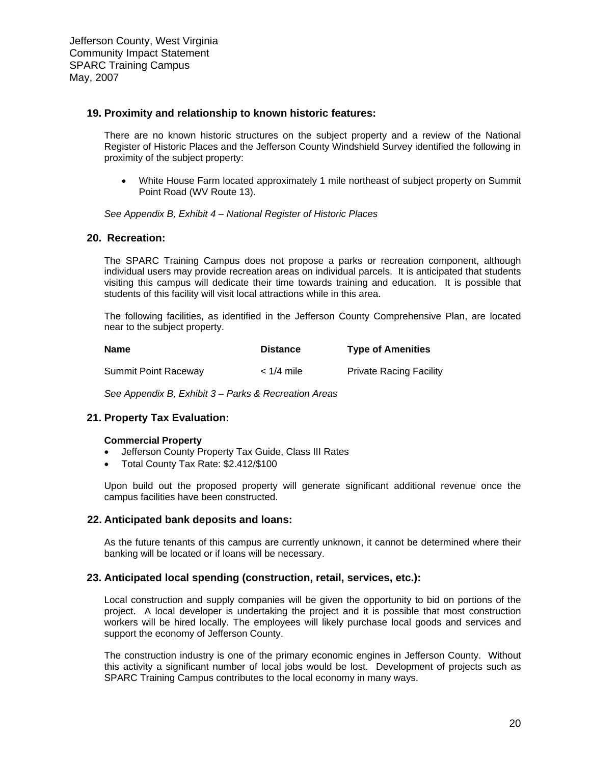## 19. Proximity and relationship to known historic features:

There are no known historic structures on the subject property and a review of the National Register of Historic Places and the Jefferson County Windshield Survey identified the following in proximity of the subject property:

- White House Farm located approximately 1 mile northeast of subject property on Summit Point Road (WV Route 13).

*See Appendix B, Exhibit 4 – National Register of Historic Places*

## 20. Recreation:

The SPARC Training Campus does not propose a parks or recreation component, although individual users may provide recreation areas on individual parcels. It is anticipated that students visiting this campus will dedicate their time towards training and education. It is possible that students of this facility will visit local attractions while in this area.

The following facilities, as identified in the Jefferson County Comprehensive Plan, are located near to the subject property.

| Name | Distance | Type of Amenities |
|---|---|---|
| Summit Point Raceway | < 1/4 mile | Private Racing Facility |

*See Appendix B, Exhibit 3 – Parks & Recreation Areas*

## 21. Property Tax Evaluation:

**Commercial Property**

- Jefferson County Property Tax Guide, Class III Rates
- Total County Tax Rate: $2.412/$100

Upon build out the proposed property will generate significant additional revenue once the campus facilities have been constructed.

## 22. Anticipated bank deposits and loans:

As the future tenants of this campus are currently unknown, it cannot be determined where their banking will be located or if loans will be necessary.

## 23. Anticipated local spending (construction, retail, services, etc.):

Local construction and supply companies will be given the opportunity to bid on portions of the project. A local developer is undertaking the project and it is possible that most construction workers will be hired locally. The employees will likely purchase local goods and services and support the economy of Jefferson County.

The construction industry is one of the primary economic engines in Jefferson County. Without this activity a significant number of local jobs would be lost. Development of projects such as SPARC Training Campus contributes to the local economy in many ways.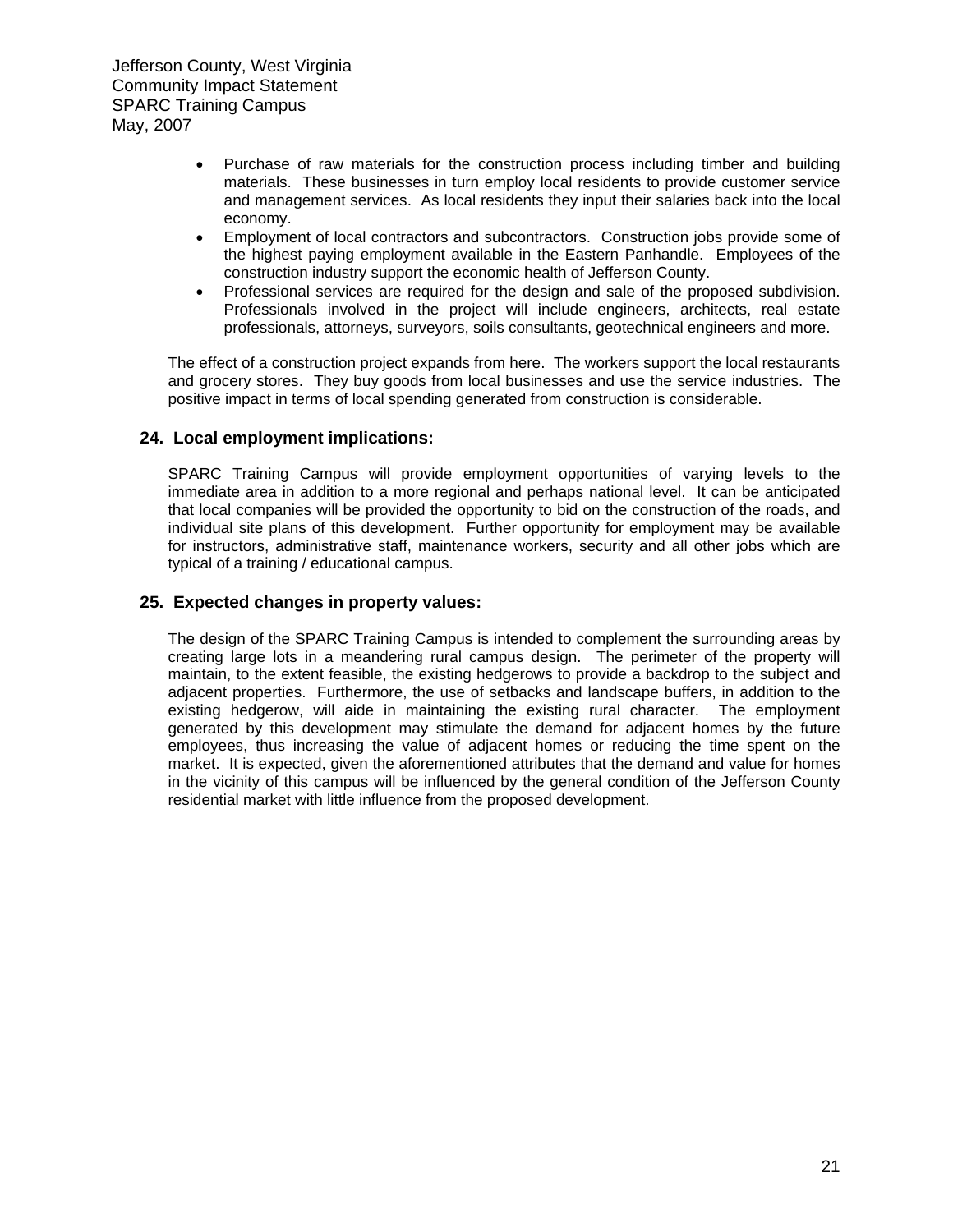- Purchase of raw materials for the construction process including timber and building materials. These businesses in turn employ local residents to provide customer service and management services. As local residents they input their salaries back into the local economy.
- Employment of local contractors and subcontractors. Construction jobs provide some of the highest paying employment available in the Eastern Panhandle. Employees of the construction industry support the economic health of Jefferson County.
- Professional services are required for the design and sale of the proposed subdivision. Professionals involved in the project will include engineers, architects, real estate professionals, attorneys, surveyors, soils consultants, geotechnical engineers and more.

The effect of a construction project expands from here. The workers support the local restaurants and grocery stores. They buy goods from local businesses and use the service industries. The positive impact in terms of local spending generated from construction is considerable.

### 24. Local employment implications:

SPARC Training Campus will provide employment opportunities of varying levels to the immediate area in addition to a more regional and perhaps national level. It can be anticipated that local companies will be provided the opportunity to bid on the construction of the roads, and individual site plans of this development. Further opportunity for employment may be available for instructors, administrative staff, maintenance workers, security and all other jobs which are typical of a training / educational campus.

### 25. Expected changes in property values:

The design of the SPARC Training Campus is intended to complement the surrounding areas by creating large lots in a meandering rural campus design. The perimeter of the property will maintain, to the extent feasible, the existing hedgerows to provide a backdrop to the subject and adjacent properties. Furthermore, the use of setbacks and landscape buffers, in addition to the existing hedgerow, will aide in maintaining the existing rural character. The employment generated by this development may stimulate the demand for adjacent homes by the future employees, thus increasing the value of adjacent homes or reducing the time spent on the market. It is expected, given the aforementioned attributes that the demand and value for homes in the vicinity of this campus will be influenced by the general condition of the Jefferson County residential market with little influence from the proposed development.